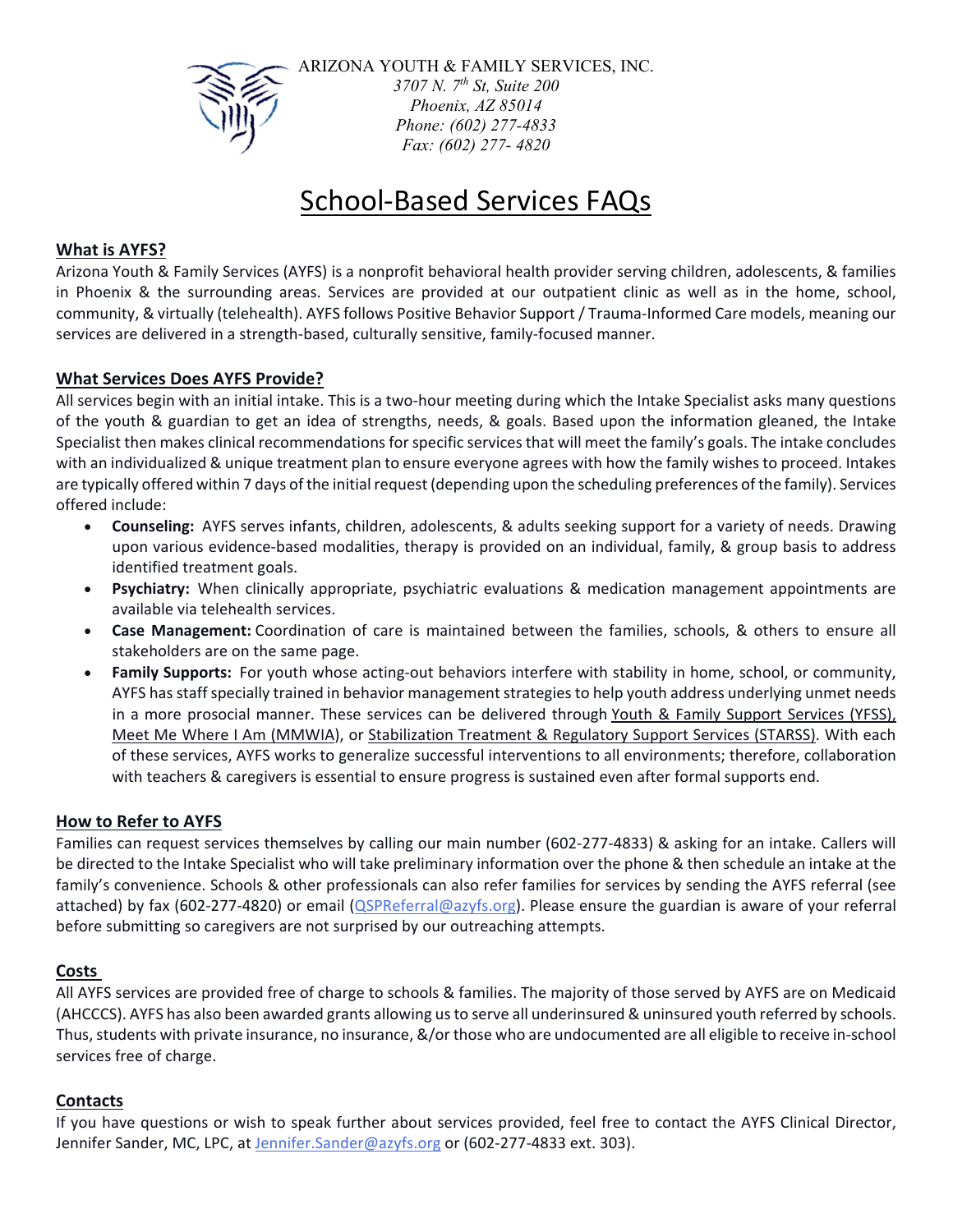ARIZONA YOUTH & FAMILY SERVICES, INC.
*3707 N. 7th St, Suite 200*
*Phoenix, AZ 85014*
*Phone: (602) 277-4833*
*Fax: (602) 277- 4820*

# School-Based Services FAQs

## What is AYFS?

Arizona Youth & Family Services (AYFS) is a nonprofit behavioral health provider serving children, adolescents, & families in Phoenix & the surrounding areas. Services are provided at our outpatient clinic as well as in the home, school, community, & virtually (telehealth). AYFS follows Positive Behavior Support / Trauma-Informed Care models, meaning our services are delivered in a strength-based, culturally sensitive, family-focused manner.

## What Services Does AYFS Provide?

All services begin with an initial intake. This is a two-hour meeting during which the Intake Specialist asks many questions of the youth & guardian to get an idea of strengths, needs, & goals. Based upon the information gleaned, the Intake Specialist then makes clinical recommendations for specific services that will meet the family's goals. The intake concludes with an individualized & unique treatment plan to ensure everyone agrees with how the family wishes to proceed. Intakes are typically offered within 7 days of the initial request (depending upon the scheduling preferences of the family). Services offered include:

- **Counseling:** AYFS serves infants, children, adolescents, & adults seeking support for a variety of needs. Drawing upon various evidence-based modalities, therapy is provided on an individual, family, & group basis to address identified treatment goals.
- **Psychiatry:** When clinically appropriate, psychiatric evaluations & medication management appointments are available via telehealth services.
- **Case Management:** Coordination of care is maintained between the families, schools, & others to ensure all stakeholders are on the same page.
- **Family Supports:** For youth whose acting-out behaviors interfere with stability in home, school, or community, AYFS has staff specially trained in behavior management strategies to help youth address underlying unmet needs in a more prosocial manner. These services can be delivered through Youth & Family Support Services (YFSS), Meet Me Where I Am (MMWIA), or Stabilization Treatment & Regulatory Support Services (STARSS). With each of these services, AYFS works to generalize successful interventions to all environments; therefore, collaboration with teachers & caregivers is essential to ensure progress is sustained even after formal supports end.

## How to Refer to AYFS

Families can request services themselves by calling our main number (602-277-4833) & asking for an intake. Callers will be directed to the Intake Specialist who will take preliminary information over the phone & then schedule an intake at the family's convenience. Schools & other professionals can also refer families for services by sending the AYFS referral (see attached) by fax (602-277-4820) or email (QSPReferral@azyfs.org). Please ensure the guardian is aware of your referral before submitting so caregivers are not surprised by our outreaching attempts.

## Costs

All AYFS services are provided free of charge to schools & families. The majority of those served by AYFS are on Medicaid (AHCCCS). AYFS has also been awarded grants allowing us to serve all underinsured & uninsured youth referred by schools. Thus, students with private insurance, no insurance, &/or those who are undocumented are all eligible to receive in-school services free of charge.

## Contacts

If you have questions or wish to speak further about services provided, feel free to contact the AYFS Clinical Director, Jennifer Sander, MC, LPC, at Jennifer.Sander@azyfs.org or (602-277-4833 ext. 303).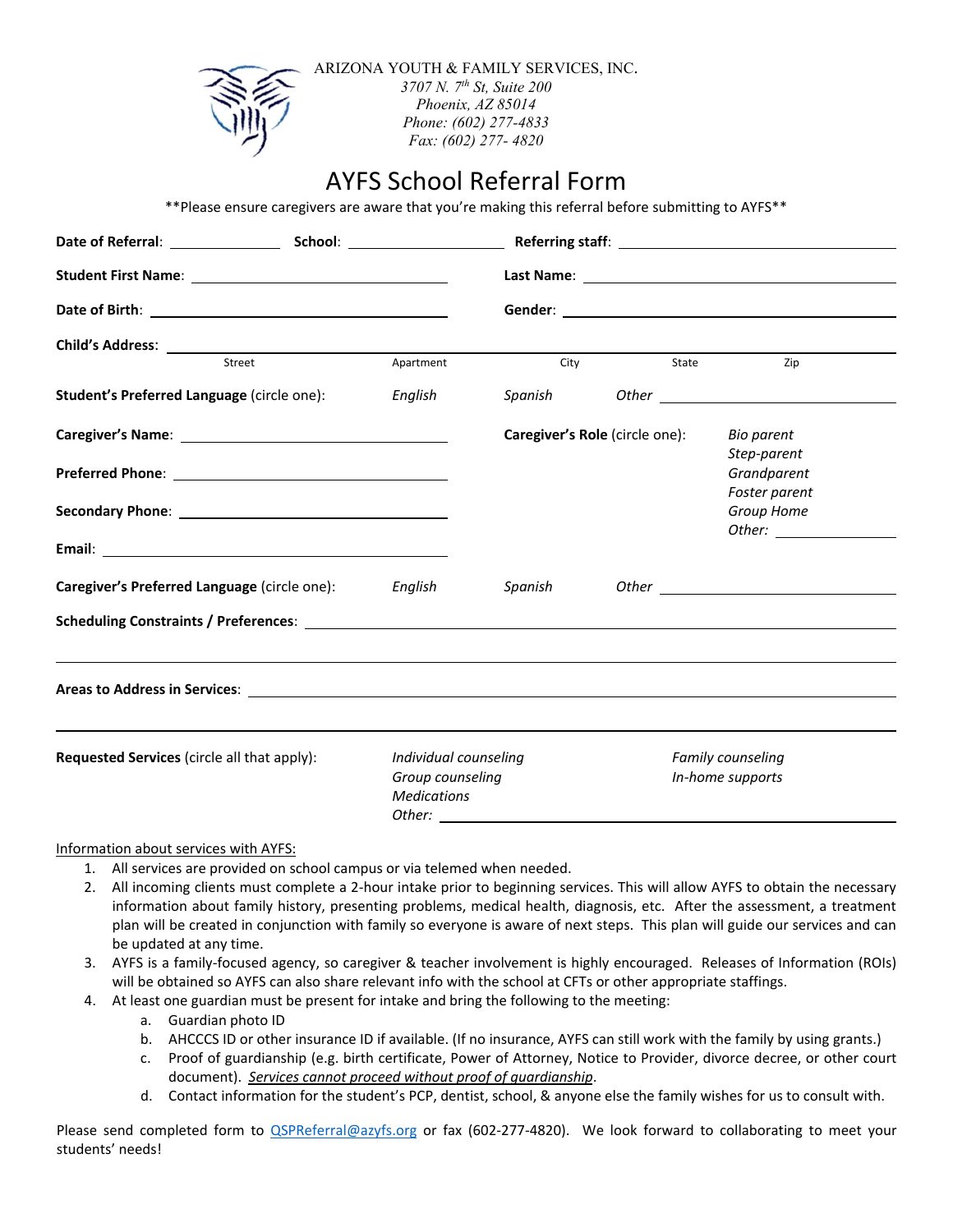ARIZONA YOUTH & FAMILY SERVICES, INC.
*3707 N. 7th St, Suite 200*
*Phoenix, AZ 85014*
*Phone: (602) 277-4833*
*Fax: (602) 277- 4820*

# AYFS School Referral Form

**Please ensure caregivers are aware that you're making this referral before submitting to AYFS**

**Date of Referral**: ______________ **School**: ____________________ **Referring staff**: ______________________________

**Student First Name**: ______________________________ **Last Name**: ______________________________

**Date of Birth**: ______________________________ **Gender**: ______________________________

**Child's Address**: ____________________________________________________________
Street — Apartment — City — State — Zip

**Student's Preferred Language** (circle one): *English* *Spanish* *Other* ______________________

**Caregiver's Name**: ______________________________

**Preferred Phone**: ______________________________

**Secondary Phone**: ______________________________

**Email**: ______________________________

**Caregiver's Role** (circle one):
*Bio parent*
*Step-parent*
*Grandparent*
*Foster parent*
*Group Home*
*Other:* ______________

**Caregiver's Preferred Language** (circle one): *English* *Spanish* *Other* ______________________

**Scheduling Constraints / Preferences**: ____________________________________________________________

____________________________________________________________

**Areas to Address in Services**: ____________________________________________________________

____________________________________________________________

**Requested Services** (circle all that apply):
*Individual counseling*
*Family counseling*
*Group counseling*
*In-home supports*
*Medications*
*Other:* ______________________________

Information about services with AYFS:

1. All services are provided on school campus or via telemed when needed.
2. All incoming clients must complete a 2-hour intake prior to beginning services. This will allow AYFS to obtain the necessary information about family history, presenting problems, medical health, diagnosis, etc. After the assessment, a treatment plan will be created in conjunction with family so everyone is aware of next steps. This plan will guide our services and can be updated at any time.
3. AYFS is a family-focused agency, so caregiver & teacher involvement is highly encouraged. Releases of Information (ROIs) will be obtained so AYFS can also share relevant info with the school at CFTs or other appropriate staffings.
4. At least one guardian must be present for intake and bring the following to the meeting:
   a. Guardian photo ID
   b. AHCCCS ID or other insurance ID if available. (If no insurance, AYFS can still work with the family by using grants.)
   c. Proof of guardianship (e.g. birth certificate, Power of Attorney, Notice to Provider, divorce decree, or other court document). *Services cannot proceed without proof of guardianship*.
   d. Contact information for the student's PCP, dentist, school, & anyone else the family wishes for us to consult with.

Please send completed form to QSPReferral@azyfs.org or fax (602-277-4820). We look forward to collaborating to meet your students' needs!